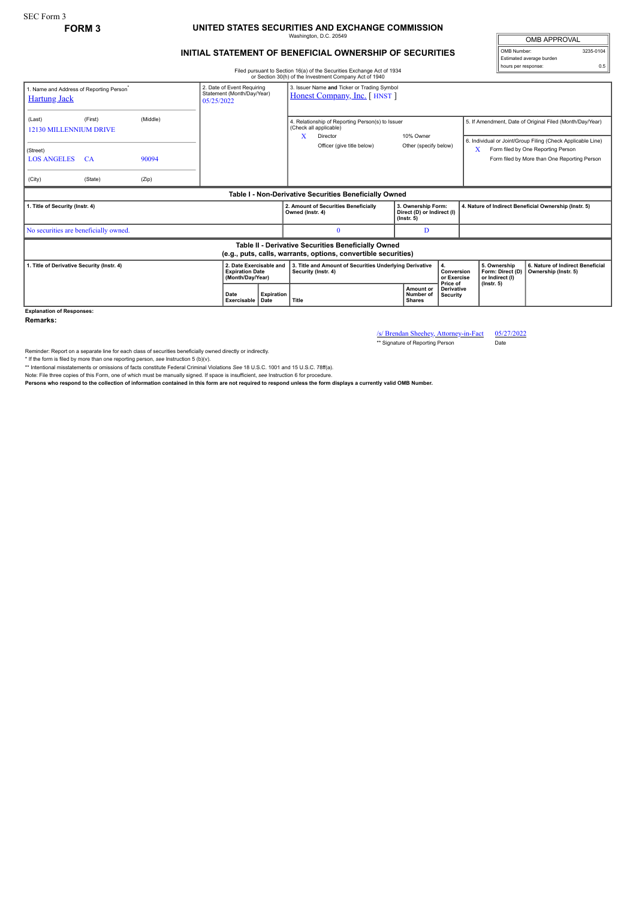SEC Form 3

**FORM 3**

# UNITED STATES SECURITIES AND EXCHANGE COMMISSION

Washington, D.C. 20549

## INITIAL STATEMENT OF BENEFICIAL OWNERSHIP OF SECURITIES

| OMB APPROVAL | |
|---|---|
| OMB Number: | 3235-0104 |
| Estimated average burden hours per response: | 0.5 |

Filed pursuant to Section 16(a) of the Securities Exchange Act of 1934 or Section 30(h) of the Investment Company Act of 1940

1. Name and Address of Reporting Person*
Hartung Jack

(Last) (First) (Middle)
12130 MILLENNIUM DRIVE

(Street)
LOS ANGELES CA 90094

(City) (State) (Zip)

2. Date of Event Requiring Statement (Month/Day/Year)
05/25/2022

3. Issuer Name and Ticker or Trading Symbol
Honest Company, Inc. [ HNST ]

4. Relationship of Reporting Person(s) to Issuer (Check all applicable)
X Director
10% Owner
Officer (give title below)
Other (specify below)

5. If Amendment, Date of Original Filed (Month/Day/Year)

6. Individual or Joint/Group Filing (Check Applicable Line)
X Form filed by One Reporting Person
Form filed by More than One Reporting Person

**Table I - Non-Derivative Securities Beneficially Owned**

| 1. Title of Security (Instr. 4) | 2. Amount of Securities Beneficially Owned (Instr. 4) | 3. Ownership Form: Direct (D) or Indirect (I) (Instr. 5) | 4. Nature of Indirect Beneficial Ownership (Instr. 5) |
|---|---|---|---|
| No securities are beneficially owned. | 0 | D | |

**Table II - Derivative Securities Beneficially Owned (e.g., puts, calls, warrants, options, convertible securities)**

| 1. Title of Derivative Security (Instr. 4) | 2. Date Exercisable and Expiration Date (Month/Day/Year) | | 3. Title and Amount of Securities Underlying Derivative Security (Instr. 4) | | 4. Conversion or Exercise Price of Derivative Security | 5. Ownership Form: Direct (D) or Indirect (I) (Instr. 5) | 6. Nature of Indirect Beneficial Ownership (Instr. 5) |
|---|---|---|---|---|---|---|---|
| | Date Exercisable | Expiration Date | Title | Amount or Number of Shares | | | |

**Explanation of Responses:**

**Remarks:**

/s/ Brendan Sheehey, Attorney-in-Fact 05/27/2022
** Signature of Reporting Person Date

Reminder: Report on a separate line for each class of securities beneficially owned directly or indirectly.

* If the form is filed by more than one reporting person, *see* Instruction 5 (b)(v).

** Intentional misstatements or omissions of facts constitute Federal Criminal Violations *See* 18 U.S.C. 1001 and 15 U.S.C. 78ff(a).

Note: File three copies of this Form, one of which must be manually signed. If space is insufficient, *see* Instruction 6 for procedure.

**Persons who respond to the collection of information contained in this form are not required to respond unless the form displays a currently valid OMB Number.**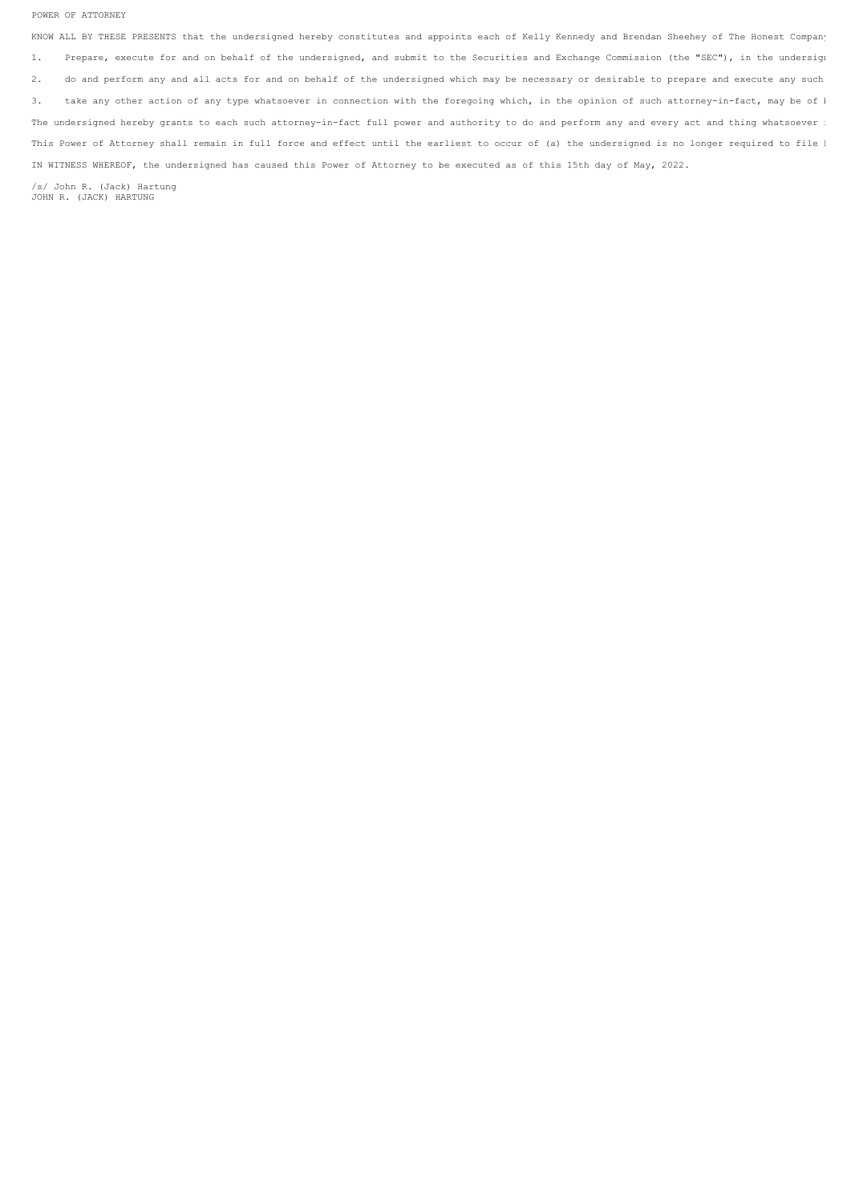POWER OF ATTORNEY

KNOW ALL BY THESE PRESENTS that the undersigned hereby constitutes and appoints each of Kelly Kennedy and Brendan Sheehey of The Honest Company

1. Prepare, execute for and on behalf of the undersigned, and submit to the Securities and Exchange Commission (the "SEC"), in the undersign

2. do and perform any and all acts for and on behalf of the undersigned which may be necessary or desirable to prepare and execute any such

3. take any other action of any type whatsoever in connection with the foregoing which, in the opinion of such attorney-in-fact, may be of I

The undersigned hereby grants to each such attorney-in-fact full power and authority to do and perform any and every act and thing whatsoever :

This Power of Attorney shall remain in full force and effect until the earliest to occur of (a) the undersigned is no longer required to file I

IN WITNESS WHEREOF, the undersigned has caused this Power of Attorney to be executed as of this 15th day of May, 2022.

/s/ John R. (Jack) Hartung
JOHN R. (JACK) HARTUNG